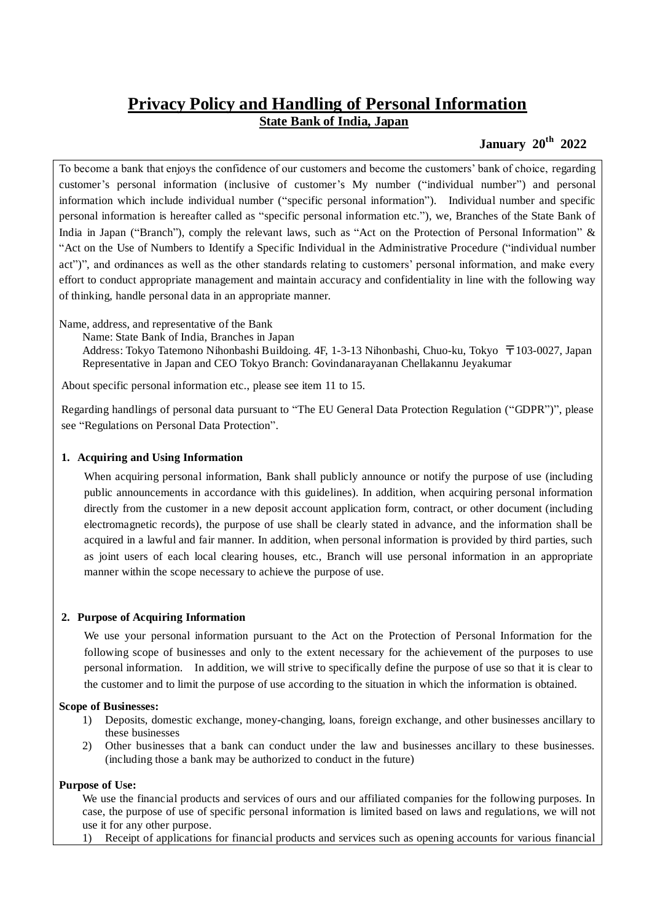# Privacy Policy and Handling of Personal Information

**State Bank of India, Japan**

**January 20th 2022**

To become a bank that enjoys the confidence of our customers and become the customers' bank of choice, regarding customer's personal information (inclusive of customer's My number ("individual number") and personal information which include individual number ("specific personal information"). Individual number and specific personal information is hereafter called as "specific personal information etc."), we, Branches of the State Bank of India in Japan ("Branch"), comply the relevant laws, such as "Act on the Protection of Personal Information" & "Act on the Use of Numbers to Identify a Specific Individual in the Administrative Procedure ("individual number act")", and ordinances as well as the other standards relating to customers' personal information, and make every effort to conduct appropriate management and maintain accuracy and confidentiality in line with the following way of thinking, handle personal data in an appropriate manner.

Name, address, and representative of the Bank

Name: State Bank of India, Branches in Japan

Address: Tokyo Tatemono Nihonbashi Buildoing. 4F, 1-3-13 Nihonbashi, Chuo-ku, Tokyo 〒103-0027, Japan

Representative in Japan and CEO Tokyo Branch: Govindanarayanan Chellakannu Jeyakumar

About specific personal information etc., please see item 11 to 15.

Regarding handlings of personal data pursuant to "The EU General Data Protection Regulation ("GDPR")", please see "Regulations on Personal Data Protection".

## 1. Acquiring and Using Information

When acquiring personal information, Bank shall publicly announce or notify the purpose of use (including public announcements in accordance with this guidelines). In addition, when acquiring personal information directly from the customer in a new deposit account application form, contract, or other document (including electromagnetic records), the purpose of use shall be clearly stated in advance, and the information shall be acquired in a lawful and fair manner. In addition, when personal information is provided by third parties, such as joint users of each local clearing houses, etc., Branch will use personal information in an appropriate manner within the scope necessary to achieve the purpose of use.

## 2. Purpose of Acquiring Information

We use your personal information pursuant to the Act on the Protection of Personal Information for the following scope of businesses and only to the extent necessary for the achievement of the purposes to use personal information. In addition, we will strive to specifically define the purpose of use so that it is clear to the customer and to limit the purpose of use according to the situation in which the information is obtained.

**Scope of Businesses:**

1) Deposits, domestic exchange, money-changing, loans, foreign exchange, and other businesses ancillary to these businesses
2) Other businesses that a bank can conduct under the law and businesses ancillary to these businesses. (including those a bank may be authorized to conduct in the future)

**Purpose of Use:**

We use the financial products and services of ours and our affiliated companies for the following purposes. In case, the purpose of use of specific personal information is limited based on laws and regulations, we will not use it for any other purpose.

1) Receipt of applications for financial products and services such as opening accounts for various financial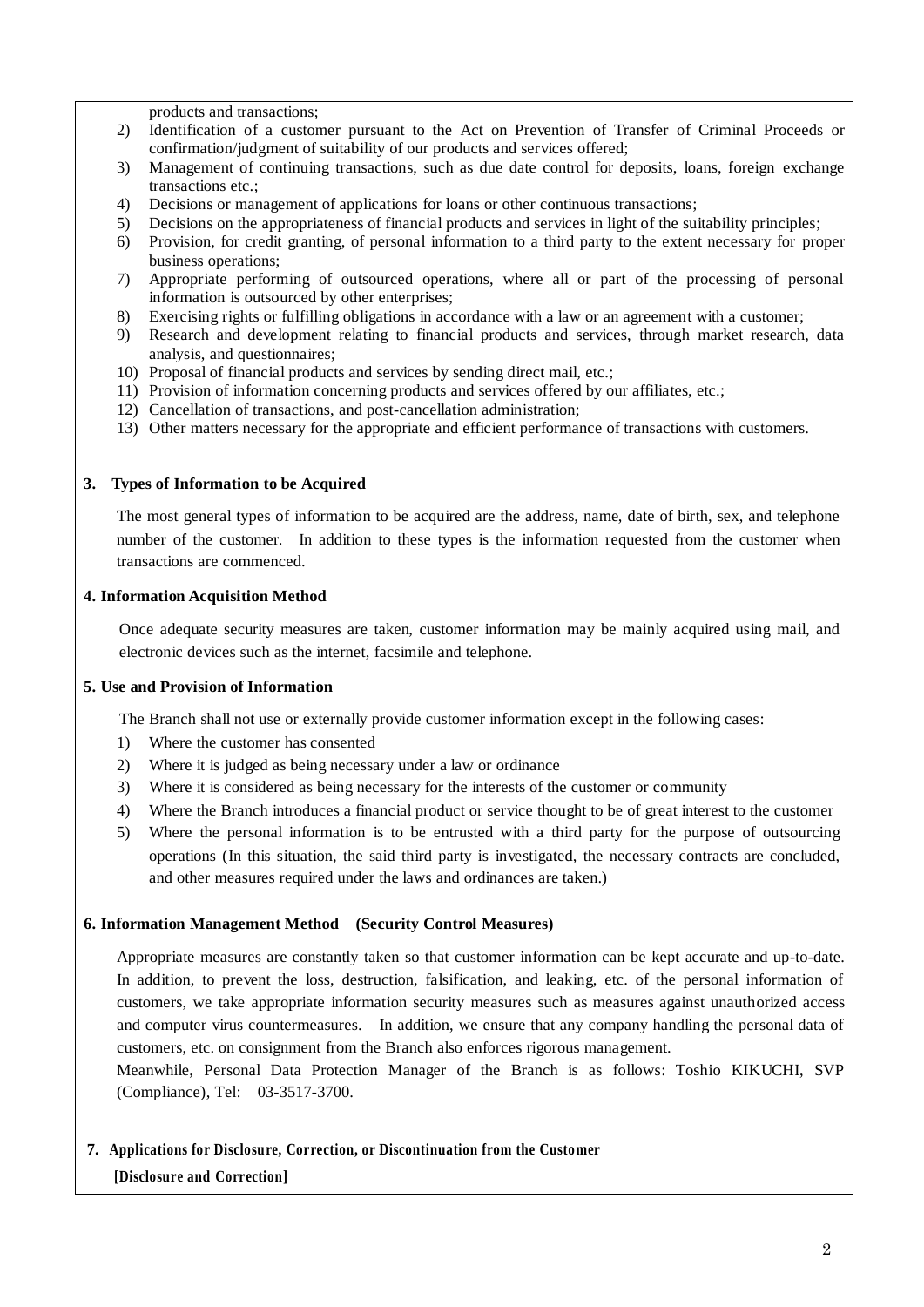products and transactions;

2) Identification of a customer pursuant to the Act on Prevention of Transfer of Criminal Proceeds or confirmation/judgment of suitability of our products and services offered;
3) Management of continuing transactions, such as due date control for deposits, loans, foreign exchange transactions etc.;
4) Decisions or management of applications for loans or other continuous transactions;
5) Decisions on the appropriateness of financial products and services in light of the suitability principles;
6) Provision, for credit granting, of personal information to a third party to the extent necessary for proper business operations;
7) Appropriate performing of outsourced operations, where all or part of the processing of personal information is outsourced by other enterprises;
8) Exercising rights or fulfilling obligations in accordance with a law or an agreement with a customer;
9) Research and development relating to financial products and services, through market research, data analysis, and questionnaires;
10) Proposal of financial products and services by sending direct mail, etc.;
11) Provision of information concerning products and services offered by our affiliates, etc.;
12) Cancellation of transactions, and post-cancellation administration;
13) Other matters necessary for the appropriate and efficient performance of transactions with customers.

### 3. Types of Information to be Acquired

The most general types of information to be acquired are the address, name, date of birth, sex, and telephone number of the customer. In addition to these types is the information requested from the customer when transactions are commenced.

### 4. Information Acquisition Method

Once adequate security measures are taken, customer information may be mainly acquired using mail, and electronic devices such as the internet, facsimile and telephone.

### 5. Use and Provision of Information

The Branch shall not use or externally provide customer information except in the following cases:

1) Where the customer has consented
2) Where it is judged as being necessary under a law or ordinance
3) Where it is considered as being necessary for the interests of the customer or community
4) Where the Branch introduces a financial product or service thought to be of great interest to the customer
5) Where the personal information is to be entrusted with a third party for the purpose of outsourcing operations (In this situation, the said third party is investigated, the necessary contracts are concluded, and other measures required under the laws and ordinances are taken.)

### 6. Information Management Method (Security Control Measures)

Appropriate measures are constantly taken so that customer information can be kept accurate and up-to-date. In addition, to prevent the loss, destruction, falsification, and leaking, etc. of the personal information of customers, we take appropriate information security measures such as measures against unauthorized access and computer virus countermeasures. In addition, we ensure that any company handling the personal data of customers, etc. on consignment from the Branch also enforces rigorous management.

Meanwhile, Personal Data Protection Manager of the Branch is as follows: Toshio KIKUCHI, SVP (Compliance), Tel: 03-3517-3700.

### 7. Applications for Disclosure, Correction, or Discontinuation from the Customer

**[Disclosure and Correction]**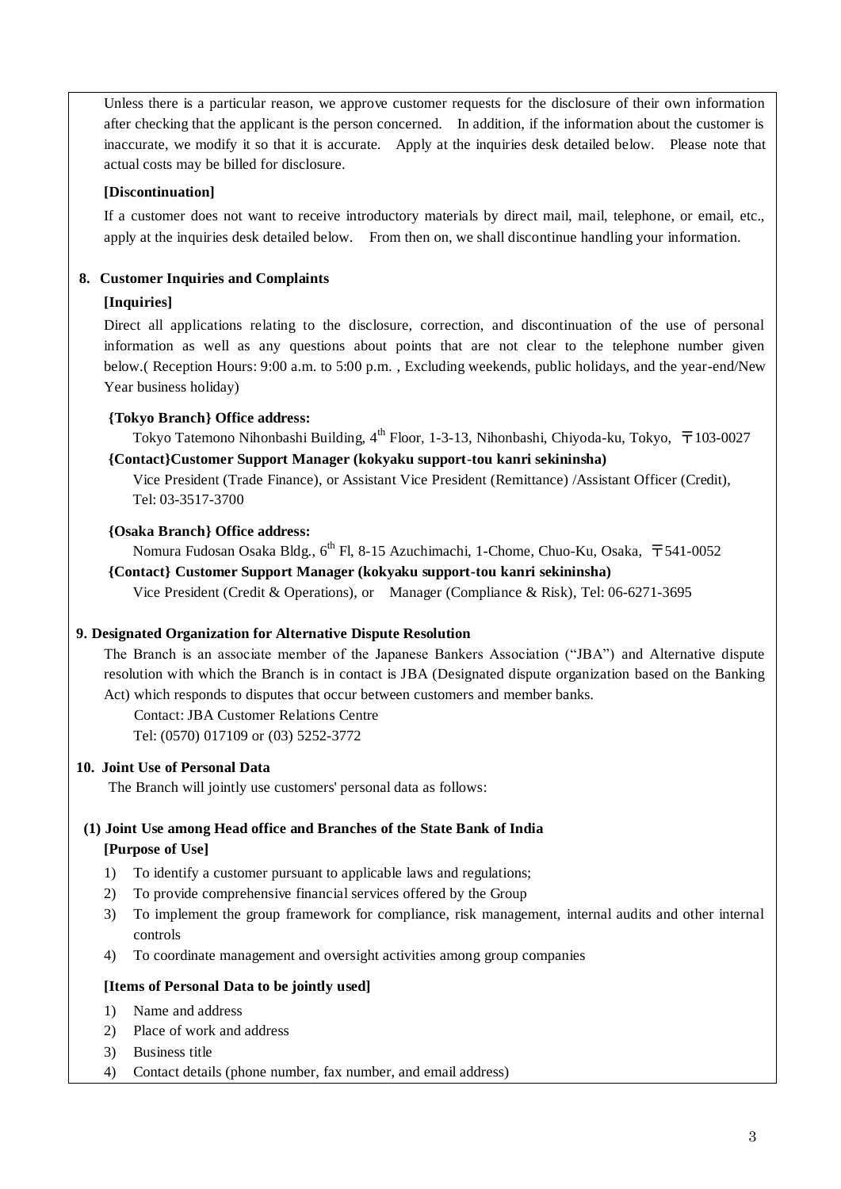Unless there is a particular reason, we approve customer requests for the disclosure of their own information after checking that the applicant is the person concerned. In addition, if the information about the customer is inaccurate, we modify it so that it is accurate. Apply at the inquiries desk detailed below. Please note that actual costs may be billed for disclosure.

**[Discontinuation]**

If a customer does not want to receive introductory materials by direct mail, mail, telephone, or email, etc., apply at the inquiries desk detailed below. From then on, we shall discontinue handling your information.

## 8. Customer Inquiries and Complaints

**[Inquiries]**

Direct all applications relating to the disclosure, correction, and discontinuation of the use of personal information as well as any questions about points that are not clear to the telephone number given below.( Reception Hours: 9:00 a.m. to 5:00 p.m. , Excluding weekends, public holidays, and the year-end/New Year business holiday)

**{Tokyo Branch} Office address:**

Tokyo Tatemono Nihonbanshi Building, 4th Floor, 1-3-13, Nihonbashi, Chiyoda-ku, Tokyo, 〒103-0027

**{Contact}Customer Support Manager (kokyaku support-tou kanri sekininsha)**

Vice President (Trade Finance), or Assistant Vice President (Remittance) /Assistant Officer (Credit), Tel: 03-3517-3700

**{Osaka Branch} Office address:**

Nomura Fudosan Osaka Bldg., 6th Fl, 8-15 Azuchimachi, 1-Chome, Chuo-Ku, Osaka, 〒541-0052

**{Contact} Customer Support Manager (kokyaku support-tou kanri sekininsha)**

Vice President (Credit & Operations), or Manager (Compliance & Risk), Tel: 06-6271-3695

## 9. Designated Organization for Alternative Dispute Resolution

The Branch is an associate member of the Japanese Bankers Association ("JBA") and Alternative dispute resolution with which the Branch is in contact is JBA (Designated dispute organization based on the Banking Act) which responds to disputes that occur between customers and member banks.

Contact: JBA Customer Relations Centre
Tel: (0570) 017109 or (03) 5252-3772

## 10. Joint Use of Personal Data

The Branch will jointly use customers' personal data as follows:

### (1) Joint Use among Head office and Branches of the State Bank of India

**[Purpose of Use]**

1) To identify a customer pursuant to applicable laws and regulations;
2) To provide comprehensive financial services offered by the Group
3) To implement the group framework for compliance, risk management, internal audits and other internal controls
4) To coordinate management and oversight activities among group companies

**[Items of Personal Data to be jointly used]**

1) Name and address
2) Place of work and address
3) Business title
4) Contact details (phone number, fax number, and email address)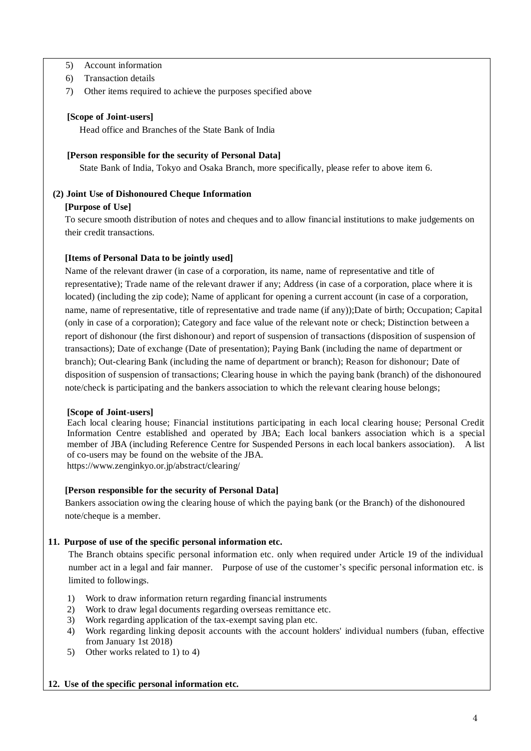5) Account information
6) Transaction details
7) Other items required to achieve the purposes specified above

**[Scope of Joint-users]**

Head office and Branches of the State Bank of India

**[Person responsible for the security of Personal Data]**

State Bank of India, Tokyo and Osaka Branch, more specifically, please refer to above item 6.

**(2) Joint Use of Dishonoured Cheque Information**

**[Purpose of Use]**

To secure smooth distribution of notes and cheques and to allow financial institutions to make judgements on their credit transactions.

**[Items of Personal Data to be jointly used]**

Name of the relevant drawer (in case of a corporation, its name, name of representative and title of representative); Trade name of the relevant drawer if any; Address (in case of a corporation, place where it is located) (including the zip code); Name of applicant for opening a current account (in case of a corporation, name, name of representative, title of representative and trade name (if any));Date of birth; Occupation; Capital (only in case of a corporation); Category and face value of the relevant note or check; Distinction between a report of dishonour (the first dishonour) and report of suspension of transactions (disposition of suspension of transactions); Date of exchange (Date of presentation); Paying Bank (including the name of department or branch); Out-clearing Bank (including the name of department or branch); Reason for dishonour; Date of disposition of suspension of transactions; Clearing house in which the paying bank (branch) of the dishonoured note/check is participating and the bankers association to which the relevant clearing house belongs;

**[Scope of Joint-users]**

Each local clearing house; Financial institutions participating in each local clearing house; Personal Credit Information Centre established and operated by JBA; Each local bankers association which is a special member of JBA (including Reference Centre for Suspended Persons in each local bankers association). A list of co-users may be found on the website of the JBA.
https://www.zenginkyo.or.jp/abstract/clearing/

**[Person responsible for the security of Personal Data]**

Bankers association owing the clearing house of which the paying bank (or the Branch) of the dishonoured note/cheque is a member.

**11. Purpose of use of the specific personal information etc.**

The Branch obtains specific personal information etc. only when required under Article 19 of the individual number act in a legal and fair manner. Purpose of use of the customer's specific personal information etc. is limited to followings.

1) Work to draw information return regarding financial instruments
2) Work to draw legal documents regarding overseas remittance etc.
3) Work regarding application of the tax-exempt saving plan etc.
4) Work regarding linking deposit accounts with the account holders' individual numbers (fuban, effective from January 1st 2018)
5) Other works related to 1) to 4)

**12. Use of the specific personal information etc.**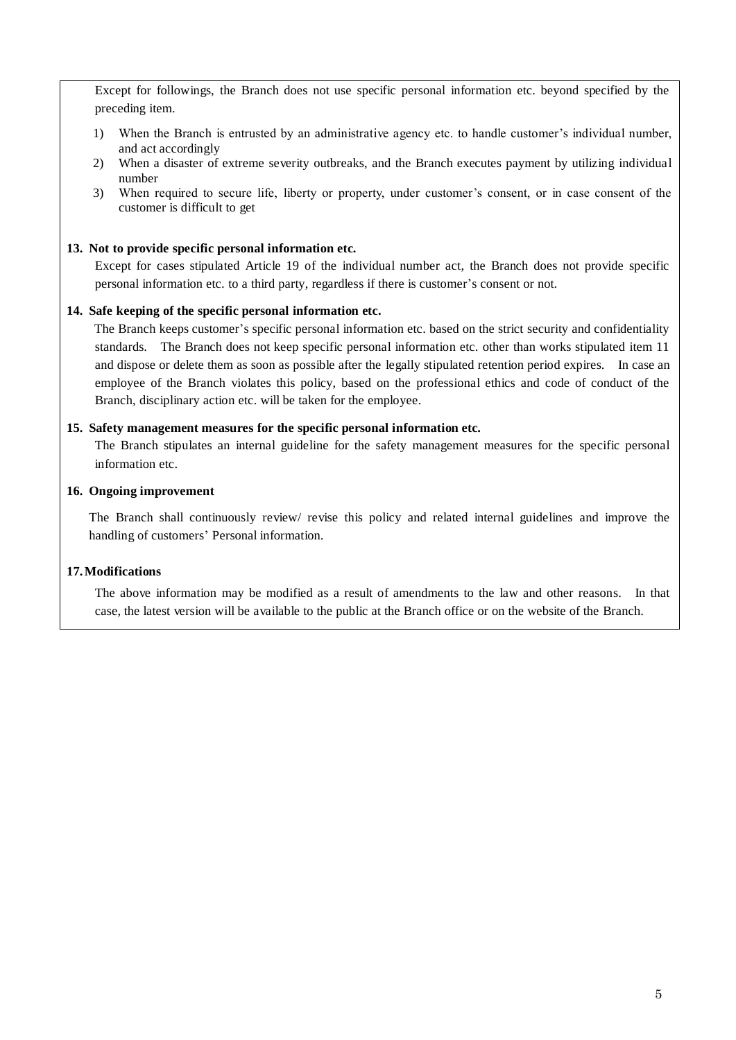Except for followings, the Branch does not use specific personal information etc. beyond specified by the preceding item.

1) When the Branch is entrusted by an administrative agency etc. to handle customer's individual number, and act accordingly
2) When a disaster of extreme severity outbreaks, and the Branch executes payment by utilizing individual number
3) When required to secure life, liberty or property, under customer's consent, or in case consent of the customer is difficult to get

**13. Not to provide specific personal information etc.**

Except for cases stipulated Article 19 of the individual number act, the Branch does not provide specific personal information etc. to a third party, regardless if there is customer's consent or not.

**14. Safe keeping of the specific personal information etc.**

The Branch keeps customer's specific personal information etc. based on the strict security and confidentiality standards. The Branch does not keep specific personal information etc. other than works stipulated item 11 and dispose or delete them as soon as possible after the legally stipulated retention period expires. In case an employee of the Branch violates this policy, based on the professional ethics and code of conduct of the Branch, disciplinary action etc. will be taken for the employee.

**15. Safety management measures for the specific personal information etc.**

The Branch stipulates an internal guideline for the safety management measures for the specific personal information etc.

**16. Ongoing improvement**

The Branch shall continuously review/ revise this policy and related internal guidelines and improve the handling of customers' Personal information.

**17. Modifications**

The above information may be modified as a result of amendments to the law and other reasons. In that case, the latest version will be available to the public at the Branch office or on the website of the Branch.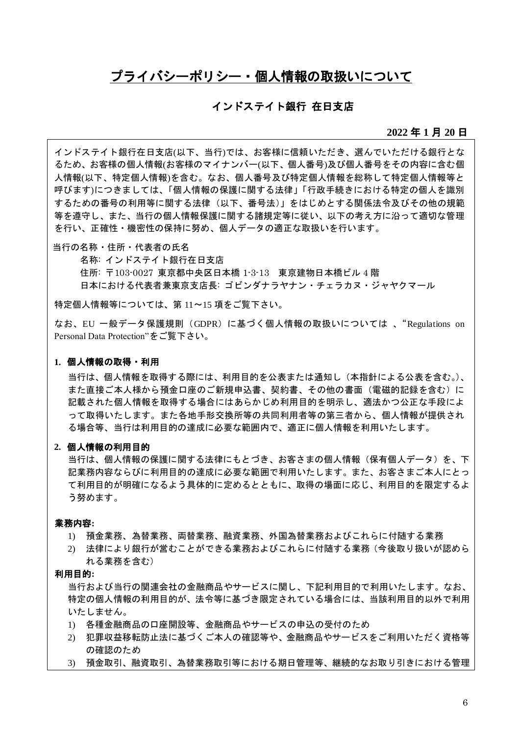# プライバシーポリシー・個人情報の取扱いについて

## インドステイト銀行 在日支店

**2022 年 1 月 20 日**

インドステイト銀行在日支店(以下、当行)では、お客様に信頼いただき、選んでいただける銀行となるため、お客様の個人情報(お客様のマイナンバー(以下、個人番号)及び個人番号をその内容に含む個人情報(以下、特定個人情報)を含む。なお、個人番号及び特定個人情報を総称して特定個人情報等と呼びます)につきましては、「個人情報の保護に関する法律」「行政手続きにおける特定の個人を識別するための番号の利用等に関する法律（以下、番号法）」をはじめとする関係法令及びその他の規範等を遵守し、また、当行の個人情報保護に関する諸規定等に従い、以下の考え方に沿って適切な管理を行い、正確性・機密性の保持に努め、個人データの適正な取扱いを行います。

当行の名称・住所・代表者の氏名

名称: インドステイト銀行在日支店
住所: 〒103-0027 東京都中央区日本橋 1-3-13　東京建物日本橋ビル 4 階
日本における代表者兼東京支店長: ゴビンダナラヤナン・チェラカヌ・ジャヤクマール

特定個人情報等については、第 11〜15 項をご覧下さい。

なお、EU 一般データ保護規則（GDPR）に基づく個人情報の取扱いについては 、“Regulations on Personal Data Protection”をご覧下さい。

**1. 個人情報の取得・利用**

当行は、個人情報を取得する際には、利用目的を公表または通知し（本指針による公表を含む。)、また直接ご本人様から預金口座のご新規申込書、契約書、その他の書面（電磁的記録を含む）に記載された個人情報を取得する場合にはあらかじめ利用目的を明示し、適法かつ公正な手段によって取得いたします。また各地手形交換所等の共同利用者等の第三者から、個人情報が提供される場合等、当行は利用目的の達成に必要な範囲内で、適正に個人情報を利用いたします。

**2. 個人情報の利用目的**

当行は、個人情報の保護に関する法律にもとづき、お客さまの個人情報（保有個人データ）を、下記業務内容ならびに利用目的の達成に必要な範囲で利用いたします。また、お客さまご本人にとって利用目的が明確になるよう具体的に定めるとともに、取得の場面に応じ、利用目的を限定するよう努めます。

**業務内容:**

1) 預金業務、為替業務、両替業務、融資業務、外国為替業務およびこれらに付随する業務
2) 法律により銀行が営むことができる業務およびこれらに付随する業務（今後取り扱いが認められる業務を含む）

**利用目的:**

当行および当行の関連会社の金融商品やサービスに関し、下記利用目的で利用いたします。なお、特定の個人情報の利用目的が、法令等に基づき限定されている場合には、当該利用目的以外で利用いたしません。

1) 各種金融商品の口座開設等、金融商品やサービスの申込の受付のため
2) 犯罪収益移転防止法に基づくご本人の確認等や、金融商品やサービスをご利用いただく資格等の確認のため
3) 預金取引、融資取引、為替業務取引等における期日管理等、継続的なお取り引きにおける管理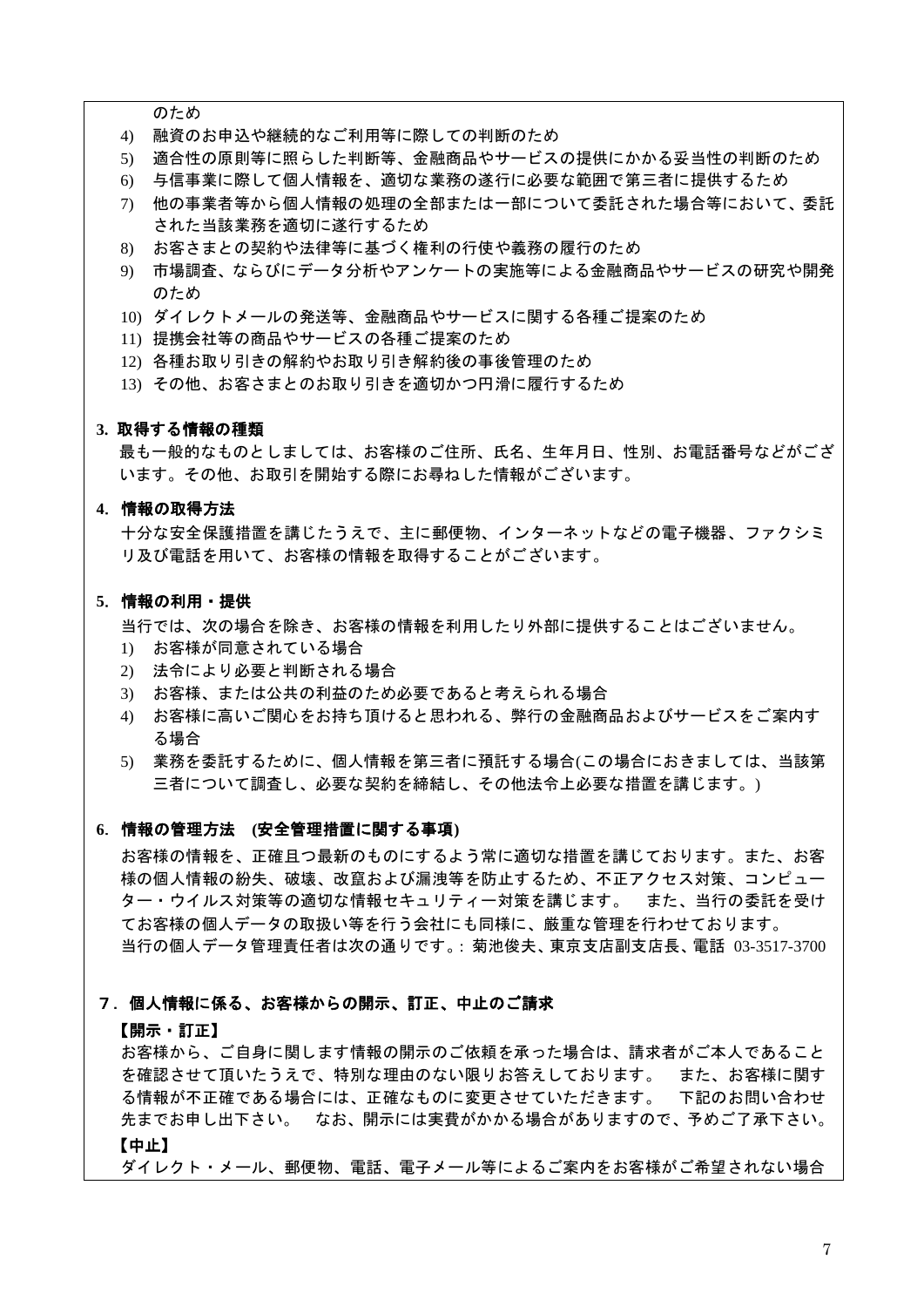のため

4) 融資のお申込や継続的なご利用等に際しての判断のため
5) 適合性の原則等に照らした判断等、金融商品やサービスの提供にかかる妥当性の判断のため
6) 与信事業に際して個人情報を、適切な業務の遂行に必要な範囲で第三者に提供するため
7) 他の事業者等から個人情報の処理の全部または一部について委託された場合等において、委託された当該業務を適切に遂行するため
8) お客さまとの契約や法律等に基づく権利の行使や義務の履行のため
9) 市場調査、ならびにデータ分析やアンケートの実施等による金融商品やサービスの研究や開発のため
10) ダイレクトメールの発送等、金融商品やサービスに関する各種ご提案のため
11) 提携会社等の商品やサービスの各種ご提案のため
12) 各種お取り引きの解約やお取り引き解約後の事後管理のため
13) その他、お客さまとのお取り引きを適切かつ円滑に履行するため

**3. 取得する情報の種類**

最も一般的なものとしましては、お客様のご住所、氏名、生年月日、性別、お電話番号などがございます。その他、お取引を開始する際にお尋ねした情報がございます。

**4. 情報の取得方法**

十分な安全保護措置を講じたうえで、主に郵便物、インターネットなどの電子機器、ファクシミリ及び電話を用いて、お客様の情報を取得することがございます。

**5. 情報の利用・提供**

当行では、次の場合を除き、お客様の情報を利用したり外部に提供することはございません。

1) お客様が同意されている場合
2) 法令により必要と判断される場合
3) お客様、または公共の利益のため必要であると考えられる場合
4) お客様に高いご関心をお持ち頂けると思われる、弊行の金融商品およびサービスをご案内する場合
5) 業務を委託するために、個人情報を第三者に預託する場合(この場合におきましては、当該第三者について調査し、必要な契約を締結し、その他法令上必要な措置を講じます。)

**6. 情報の管理方法 (安全管理措置に関する事項)**

お客様の情報を、正確且つ最新のものにするよう常に適切な措置を講じております。また、お客様の個人情報の紛失、破壊、改竄および漏洩等を防止するため、不正アクセス対策、コンピューター・ウイルス対策等の適切な情報セキュリティー対策を講じます。 また、当行の委託を受けてお客様の個人データの取扱い等を行う会社にも同様に、厳重な管理を行わせております。
当行の個人データ管理責任者は次の通りです。: 菊池俊夫、東京支店副支店長、電話 03-3517-3700

**7. 個人情報に係る、お客様からの開示、訂正、中止のご請求**

**【開示・訂正】**

お客様から、ご自身に関します情報の開示のご依頼を承った場合は、請求者がご本人であることを確認させて頂いたうえで、特別な理由のない限りお答えしております。 また、お客様に関する情報が不正確である場合には、正確なものに変更させていただきます。 下記のお問い合わせ先までお申し出下さい。 なお、開示には実費がかかる場合がありますので、予めご了承下さい。

**【中止】**

ダイレクト・メール、郵便物、電話、電子メール等によるご案内をお客様がご希望されない場合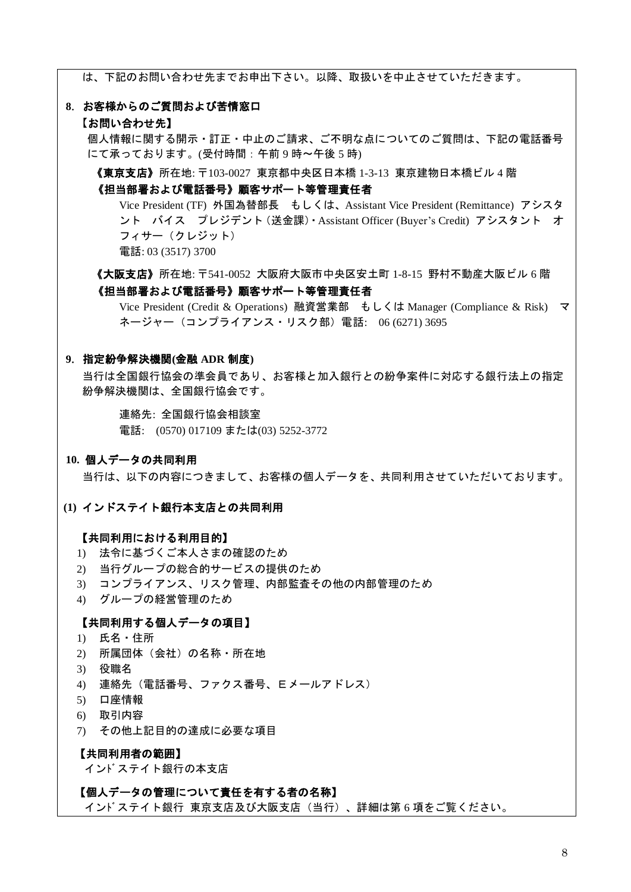は、下記のお問い合わせ先までお申出下さい。以降、取扱いを中止させていただきます。

## 8. お客様からのご質問および苦情窓口

**【お問い合わせ先】**

個人情報に関する開示・訂正・中止のご請求、ご不明な点についてのご質問は、下記の電話番号にて承っております。(受付時間：午前 9 時〜午後 5 時)

**《東京支店》**所在地: 〒103-0027 東京都中央区日本橋 1-3-13 東京建物日本橋ビル 4 階

**《担当部署および電話番号》顧客サポート等管理責任者**

Vice President (TF) 外国為替部長　もしくは、Assistant Vice President (Remittance) アシスタント　バイス　プレジデント（送金課）・Assistant Officer (Buyer's Credit) アシスタント　オフィサー（クレジット）

電話: 03 (3517) 3700

**《大阪支店》**所在地: 〒541-0052 大阪府大阪市中央区安土町 1-8-15 野村不動産大阪ビル 6 階

**《担当部署および電話番号》顧客サポート等管理責任者**

Vice President (Credit & Operations) 融資営業部　もしくは Manager (Compliance & Risk) マネージャー（コンプライアンス・リスク部）電話: 06 (6271) 3695

## 9. 指定紛争解決機関(金融 ADR 制度)

当行は全国銀行協会の準会員であり、お客様と加入銀行との紛争案件に対応する銀行法上の指定紛争解決機関は、全国銀行協会です。

連絡先: 全国銀行協会相談室

電話: (0570) 017109 または(03) 5252-3772

## 10. 個人データの共同利用

当行は、以下の内容につきまして、お客様の個人データを、共同利用させていただいております。

### (1) インドステイト銀行本支店との共同利用

**【共同利用における利用目的】**

1) 法令に基づくご本人さまの確認のため
2) 当行グループの総合的サービスの提供のため
3) コンプライアンス、リスク管理、内部監査その他の内部管理のため
4) グループの経営管理のため

**【共同利用する個人データの項目】**

1) 氏名・住所
2) 所属団体（会社）の名称・所在地
3) 役職名
4) 連絡先（電話番号、ファクス番号、E メールアドレス）
5) 口座情報
6) 取引内容
7) その他上記目的の達成に必要な項目

**【共同利用者の範囲】**

インドステイト銀行の本支店

**【個人データの管理について責任を有する者の名称】**

インドステイト銀行 東京支店及び大阪支店（当行）、詳細は第 6 項をご覧ください。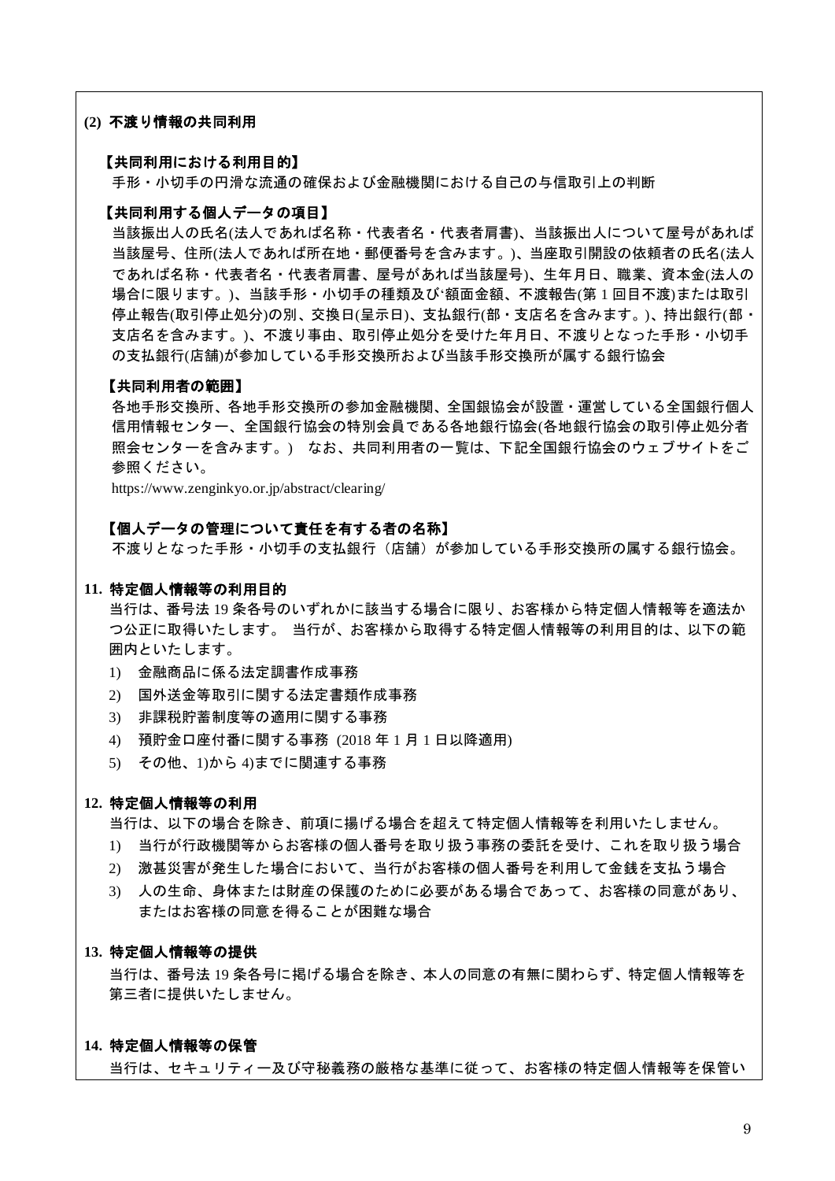### (2) 不渡り情報の共同利用

**【共同利用における利用目的】**

手形・小切手の円滑な流通の確保および金融機関における自己の与信取引上の判断

**【共同利用する個人データの項目】**

当該振出人の氏名(法人であれば名称・代表者名・代表者肩書)、当該振出人について屋号があれば当該屋号、住所(法人であれば所在地・郵便番号を含みます。)、当座取引開設の依頼者の氏名(法人であれば名称・代表者名・代表者肩書、屋号があれば当該屋号)、生年月日、職業、資本金(法人の場合に限ります。)、当該手形・小切手の種類及び額面金額、不渡報告(第 1 回目不渡)または取引停止報告(取引停止処分)の別、交換日(呈示日)、支払銀行(部・支店名を含みます。)、持出銀行(部・支店名を含みます。)、不渡り事由、取引停止処分を受けた年月日、不渡りとなった手形・小切手の支払銀行(店舗)が参加している手形交換所および当該手形交換所が属する銀行協会

**【共同利用者の範囲】**

各地手形交換所、各地手形交換所の参加金融機関、全国銀協会が設置・運営している全国銀行個人信用情報センター、全国銀行協会の特別会員である各地銀行協会(各地銀行協会の取引停止処分者照会センターを含みます。) なお、共同利用者の一覧は、下記全国銀行協会のウェブサイトをご参照ください。

https://www.zenginkyo.or.jp/abstract/clearing/

**【個人データの管理について責任を有する者の名称】**

不渡りとなった手形・小切手の支払銀行（店舗）が参加している手形交換所の属する銀行協会。

### 11. 特定個人情報等の利用目的

当行は、番号法 19 条各号のいずれかに該当する場合に限り、お客様から特定個人情報等を適法かつ公正に取得いたします。 当行が、お客様から取得する特定個人情報等の利用目的は、以下の範囲内といたします。

1) 金融商品に係る法定調書作成事務
2) 国外送金等取引に関する法定書類作成事務
3) 非課税貯蓄制度等の適用に関する事務
4) 預貯金口座付番に関する事務 (2018 年 1 月 1 日以降適用)
5) その他、1)から 4)までに関連する事務

### 12. 特定個人情報等の利用

当行は、以下の場合を除き、前項に揚げる場合を超えて特定個人情報等を利用いたしません。

1) 当行が行政機関等からお客様の個人番号を取り扱う事務の委託を受け、これを取り扱う場合
2) 激甚災害が発生した場合において、当行がお客様の個人番号を利用して金銭を支払う場合
3) 人の生命、身体または財産の保護のために必要がある場合であって、お客様の同意があり、またはお客様の同意を得ることが困難な場合

### 13. 特定個人情報等の提供

当行は、番号法 19 条各号に掲げる場合を除き、本人の同意の有無に関わらず、特定個人情報等を第三者に提供いたしません。

### 14. 特定個人情報等の保管

当行は、セキュリティー及び守秘義務の厳格な基準に従って、お客様の特定個人情報等を保管い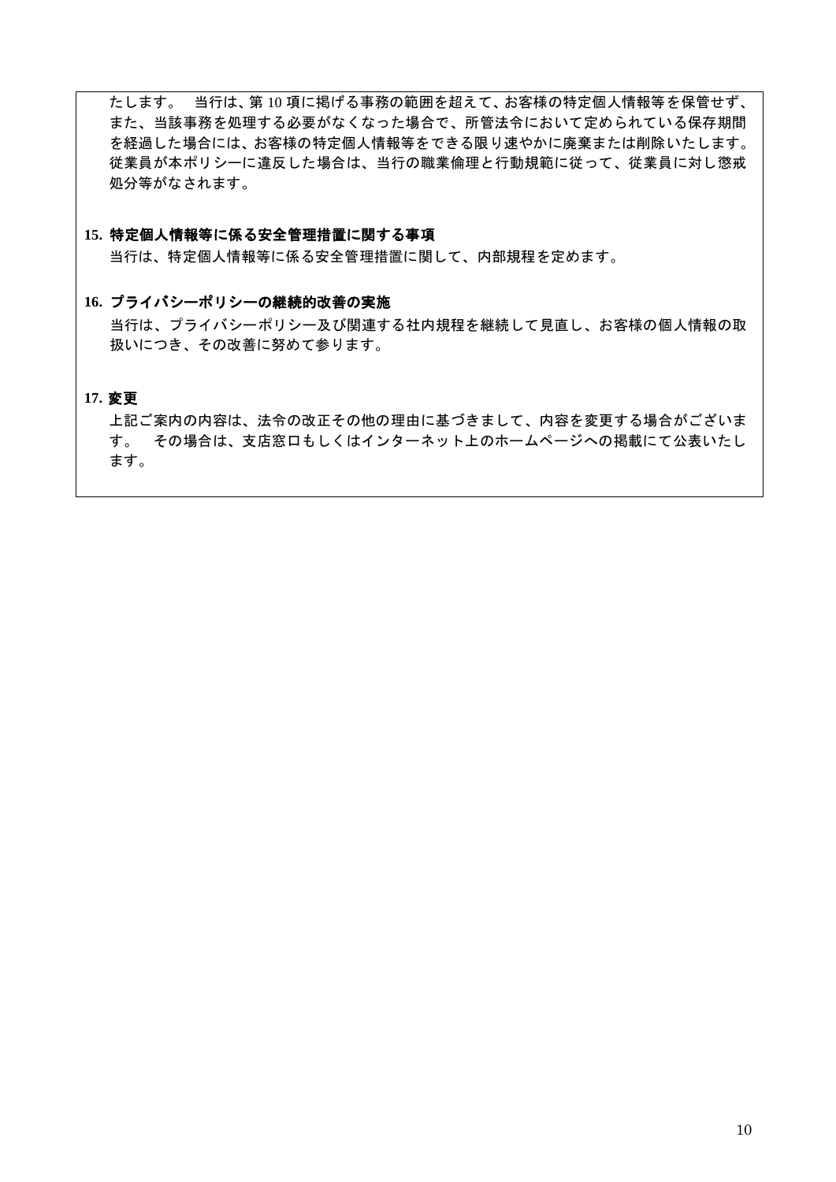たします。　当行は、第 10 項に掲げる事務の範囲を超えて、お客様の特定個人情報等を保管せず、また、当該事務を処理する必要がなくなった場合で、所管法令において定められている保存期間を経過した場合には、お客様の特定個人情報等をできる限り速やかに廃棄または削除いたします。従業員が本ポリシーに違反した場合は、当行の職業倫理と行動規範に従って、従業員に対し懲戒処分等がなされます。

**15. 特定個人情報等に係る安全管理措置に関する事項**

当行は、特定個人情報等に係る安全管理措置に関して、内部規程を定めます。

**16. プライバシーポリシーの継続的改善の実施**

当行は、プライバシーポリシー及び関連する社内規程を継続して見直し、お客様の個人情報の取扱いにつき、その改善に努めて参ります。

**17. 変更**

上記ご案内の内容は、法令の改正その他の理由に基づきまして、内容を変更する場合がございます。　その場合は、支店窓口もしくはインターネット上のホームページへの掲載にて公表いたします。